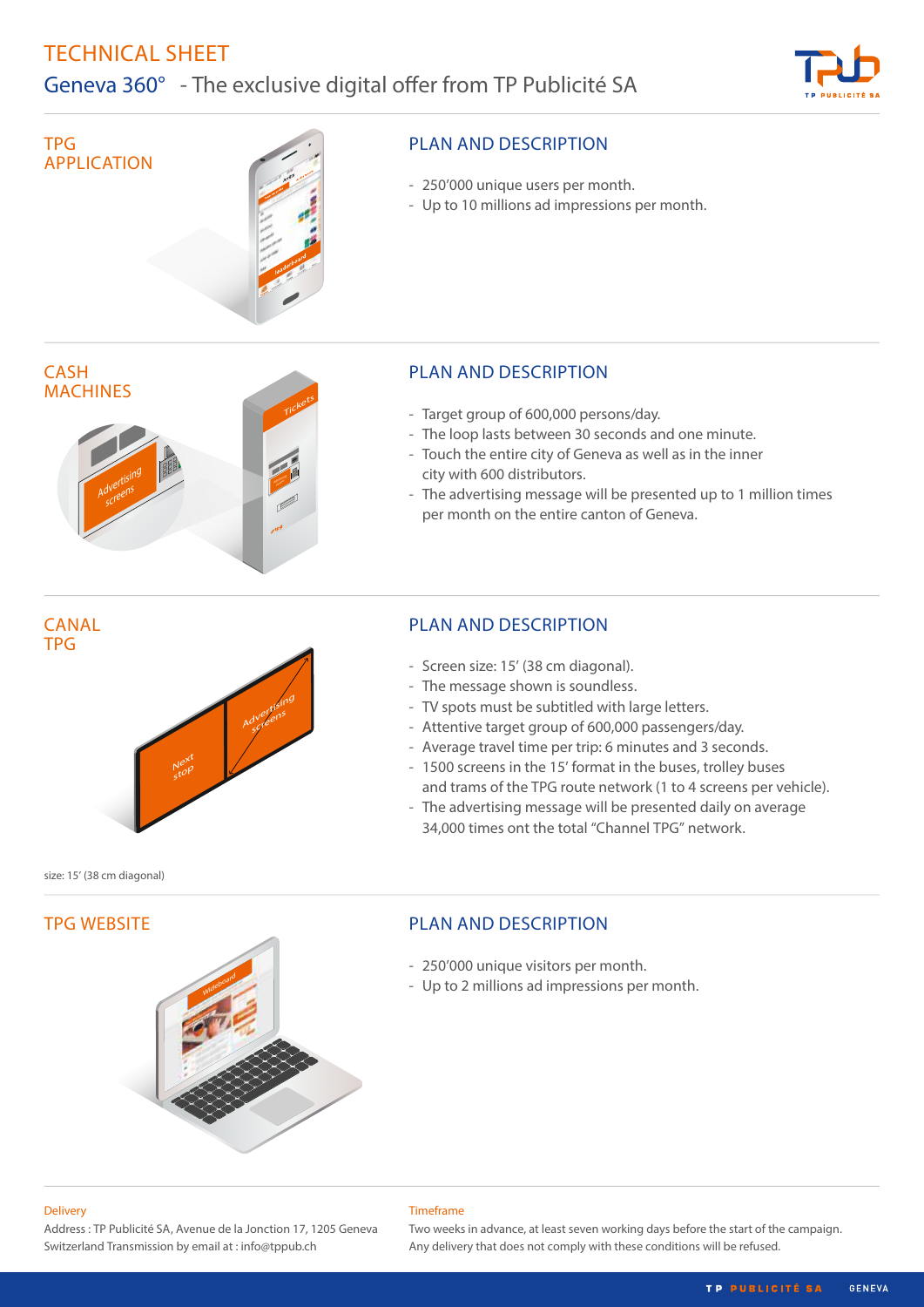# TECHNICAL SHEET

## Geneva 360° - The exclusive digital offer from TP Publicité SA

### TPG APPLICATION

#### PLAN AND DESCRIPTION

- 250'000 unique users per month.
- Up to 10 millions ad impressions per month.

### CASH MACHINES

#### PLAN AND DESCRIPTION

- Target group of 600,000 persons/day.
- The loop lasts between 30 seconds and one minute.
- Touch the entire city of Geneva as well as in the inner city with 600 distributors.
- The advertising message will be presented up to 1 million times per month on the entire canton of Geneva.

### CANAL TPG

#### PLAN AND DESCRIPTION

- Screen size: 15' (38 cm diagonal).
- The message shown is soundless.
- TV spots must be subtitled with large letters.
- Attentive target group of 600,000 passengers/day.
- Average travel time per trip: 6 minutes and 3 seconds.
- 1500 screens in the 15' format in the buses, trolley buses and trams of the TPG route network (1 to 4 screens per vehicle).
- The advertising message will be presented daily on average 34,000 times ont the total "Channel TPG" network.

size: 15' (38 cm diagonal)

### TPG WEBSITE

#### PLAN AND DESCRIPTION

- 250'000 unique visitors per month.
- Up to 2 millions ad impressions per month.

**Delivery**

Address : TP Publicité SA, Avenue de la Jonction 17, 1205 Geneva Switzerland Transmission by email at : info@tppub.ch

**Timeframe**

Two weeks in advance, at least seven working days before the start of the campaign. Any delivery that does not comply with these conditions will be refused.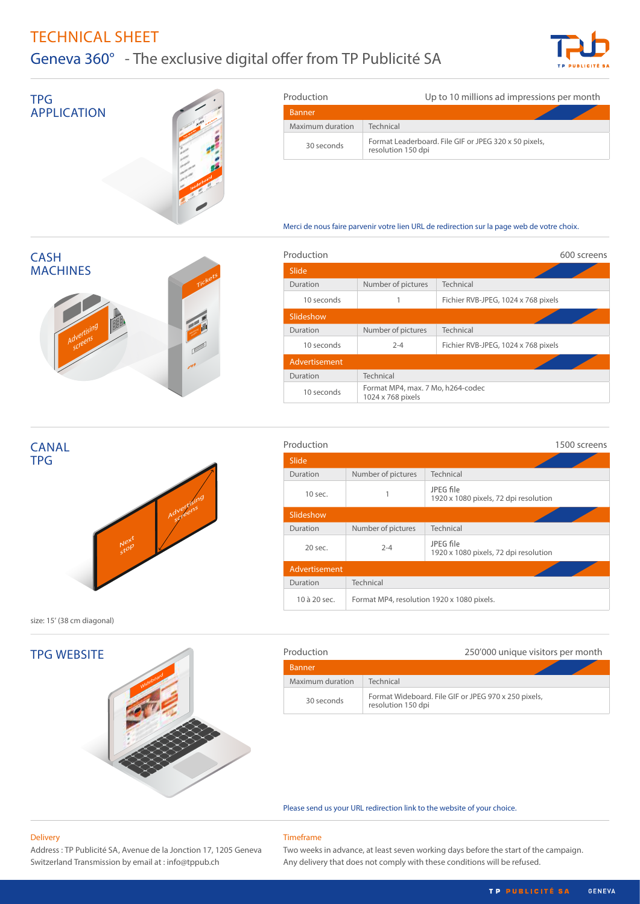# TECHNICAL SHEET

## Geneva 360° - The exclusive digital offer from TP Publicité SA

## TPG APPLICATION

Production — Up to 10 millions ad impressions per month

**Banner**

| Maximum duration | Technical |
|---|---|
| 30 seconds | Format Leaderboard. File GIF or JPEG 320 x 50 pixels, resolution 150 dpi |

Merci de nous faire parvenir votre lien URL de redirection sur la page web de votre choix.

## CASH MACHINES

Production — 600 screens

**Slide**

| Duration | Number of pictures | Technical |
|---|---|---|
| 10 seconds | 1 | Fichier RVB-JPEG, 1024 x 768 pixels |

**Slideshow**

| Duration | Number of pictures | Technical |
|---|---|---|
| 10 seconds | 2-4 | Fichier RVB-JPEG, 1024 x 768 pixels |

**Advertisement**

| Duration | Technical |
|---|---|
| 10 seconds | Format MP4, max. 7 Mo, h264-codec 1024 x 768 pixels |

## CANAL TPG

Production — 1500 screens

**Slide**

| Duration | Number of pictures | Technical |
|---|---|---|
| 10 sec. | 1 | JPEG file 1920 x 1080 pixels, 72 dpi resolution |

**Slideshow**

| Duration | Number of pictures | Technical |
|---|---|---|
| 20 sec. | 2-4 | JPEG file 1920 x 1080 pixels, 72 dpi resolution |

**Advertisement**

| Duration | Technical |
|---|---|
| 10 à 20 sec. | Format MP4, resolution 1920 x 1080 pixels. |

size: 15' (38 cm diagonal)

## TPG WEBSITE

Production — 250'000 unique visitors per month

**Banner**

| Maximum duration | Technical |
|---|---|
| 30 seconds | Format Wideboard. File GIF or JPEG 970 x 250 pixels, resolution 150 dpi |

Please send us your URL redirection link to the website of your choice.

### Delivery

Address : TP Publicité SA, Avenue de la Jonction 17, 1205 Geneva Switzerland Transmission by email at : info@tppub.ch

### Timeframe

Two weeks in advance, at least seven working days before the start of the campaign. Any delivery that does not comply with these conditions will be refused.